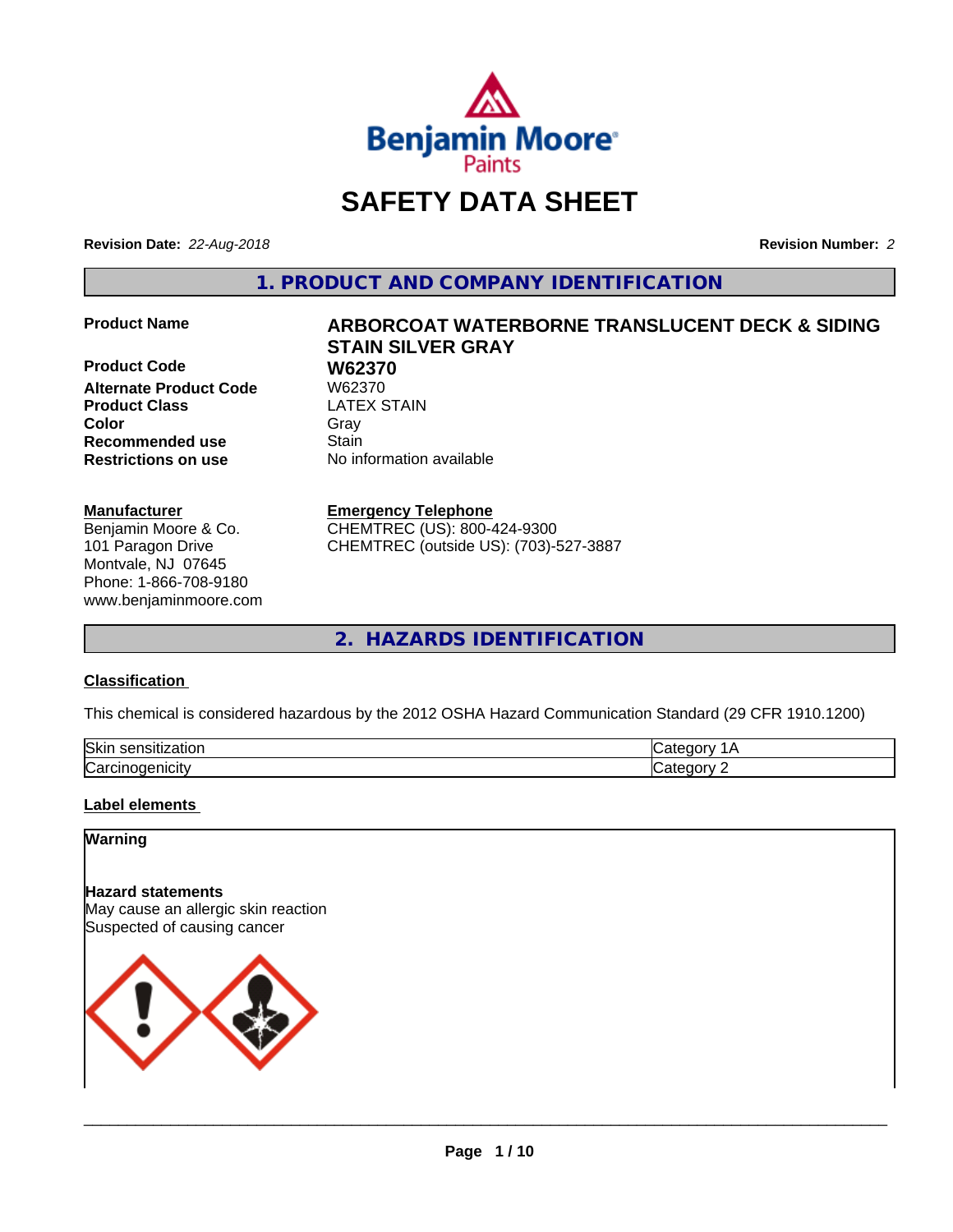# SAFETY DATA SHEET

**Revision Date:** *22-Aug-2018*

**Revision Number:** *2*

## 1. PRODUCT AND COMPANY IDENTIFICATION

**Product Name** — **ARBORCOAT WATERBORNE TRANSLUCENT DECK & SIDING STAIN SILVER GRAY**

**Product Code** — **W62370**

**Alternate Product Code** — W62370

**Product Class** — LATEX STAIN

**Color** — Gray

**Recommended use** — Stain

**Restrictions on use** — No information available

**Manufacturer**
Benjamin Moore & Co.
101 Paragon Drive
Montvale, NJ 07645
Phone: 1-866-708-9180
www.benjaminmoore.com

**Emergency Telephone**
CHEMTREC (US): 800-424-9300
CHEMTREC (outside US): (703)-527-3887

## 2. HAZARDS IDENTIFICATION

### Classification

This chemical is considered hazardous by the 2012 OSHA Hazard Communication Standard (29 CFR 1910.1200)

| | |
|---|---|
| Skin sensitization | Category 1A |
| Carcinogenicity | Category 2 |

### Label elements

**Warning**

**Hazard statements**
May cause an allergic skin reaction
Suspected of causing cancer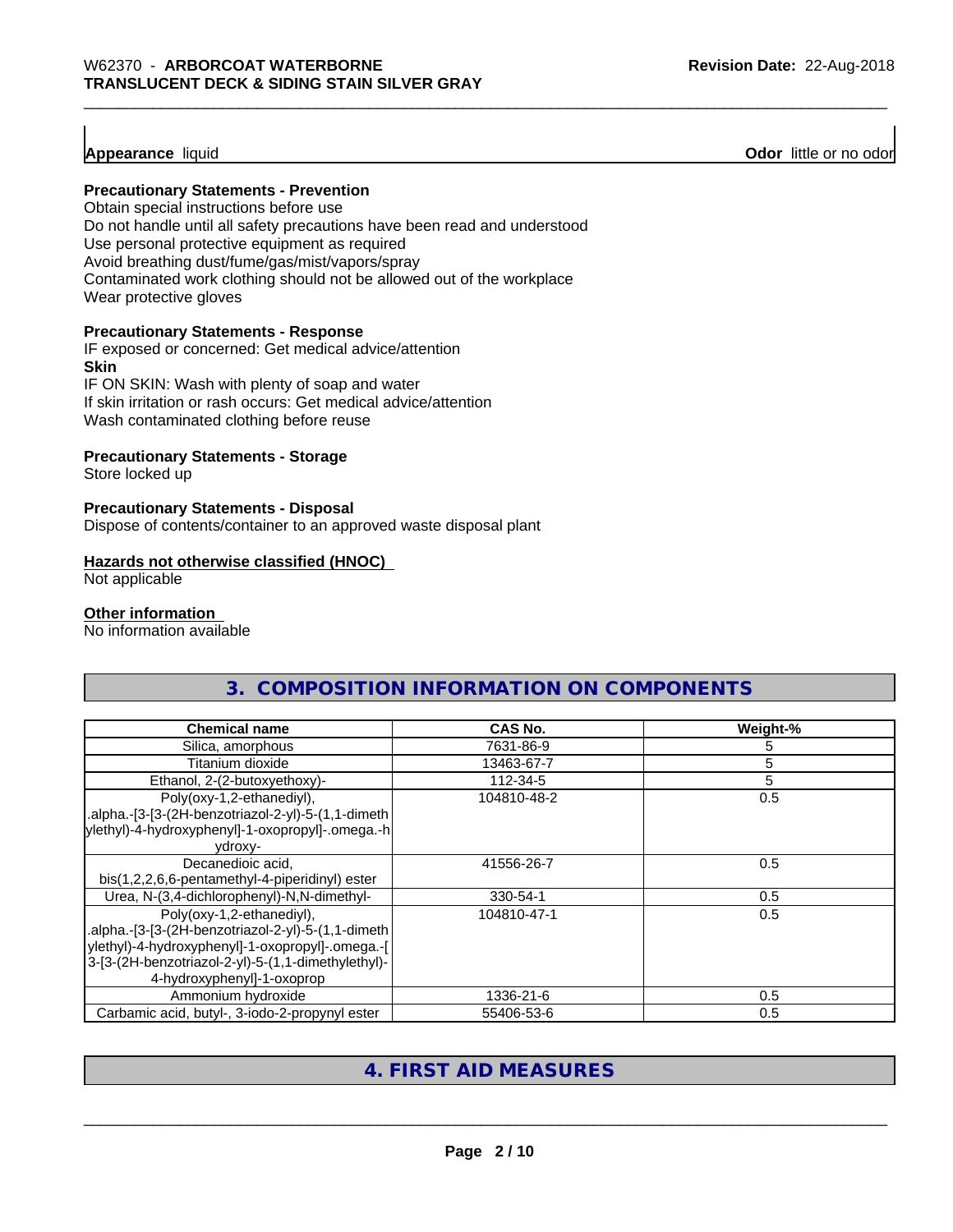**Appearance** liquid **Odor** little or no odor

**Precautionary Statements - Prevention**

Obtain special instructions before use
Do not handle until all safety precautions have been read and understood
Use personal protective equipment as required
Avoid breathing dust/fume/gas/mist/vapors/spray
Contaminated work clothing should not be allowed out of the workplace
Wear protective gloves

**Precautionary Statements - Response**

IF exposed or concerned: Get medical advice/attention

**Skin**

IF ON SKIN: Wash with plenty of soap and water
If skin irritation or rash occurs: Get medical advice/attention
Wash contaminated clothing before reuse

**Precautionary Statements - Storage**

Store locked up

**Precautionary Statements - Disposal**

Dispose of contents/container to an approved waste disposal plant

**Hazards not otherwise classified (HNOC)**

Not applicable

**Other information**

No information available

## 3. COMPOSITION INFORMATION ON COMPONENTS

| Chemical name | CAS No. | Weight-% |
|---|---|---|
| Silica, amorphous | 7631-86-9 | 5 |
| Titanium dioxide | 13463-67-7 | 5 |
| Ethanol, 2-(2-butoxyethoxy)- | 112-34-5 | 5 |
| Poly(oxy-1,2-ethanediyl), .alpha.-[3-[3-(2H-benzotriazol-2-yl)-5-(1,1-dimethylethyl)-4-hydroxyphenyl]-1-oxopropyl]-.omega.-hydroxy- | 104810-48-2 | 0.5 |
| Decanedioic acid, bis(1,2,2,6,6-pentamethyl-4-piperidinyl) ester | 41556-26-7 | 0.5 |
| Urea, N-(3,4-dichlorophenyl)-N,N-dimethyl- | 330-54-1 | 0.5 |
| Poly(oxy-1,2-ethanediyl), .alpha.-[3-[3-(2H-benzotriazol-2-yl)-5-(1,1-dimethylethyl)-4-hydroxyphenyl]-1-oxopropyl]-.omega.-[3-[3-(2H-benzotriazol-2-yl)-5-(1,1-dimethylethyl)-4-hydroxyphenyl]-1-oxoprop | 104810-47-1 | 0.5 |
| Ammonium hydroxide | 1336-21-6 | 0.5 |
| Carbamic acid, butyl-, 3-iodo-2-propynyl ester | 55406-53-6 | 0.5 |

## 4. FIRST AID MEASURES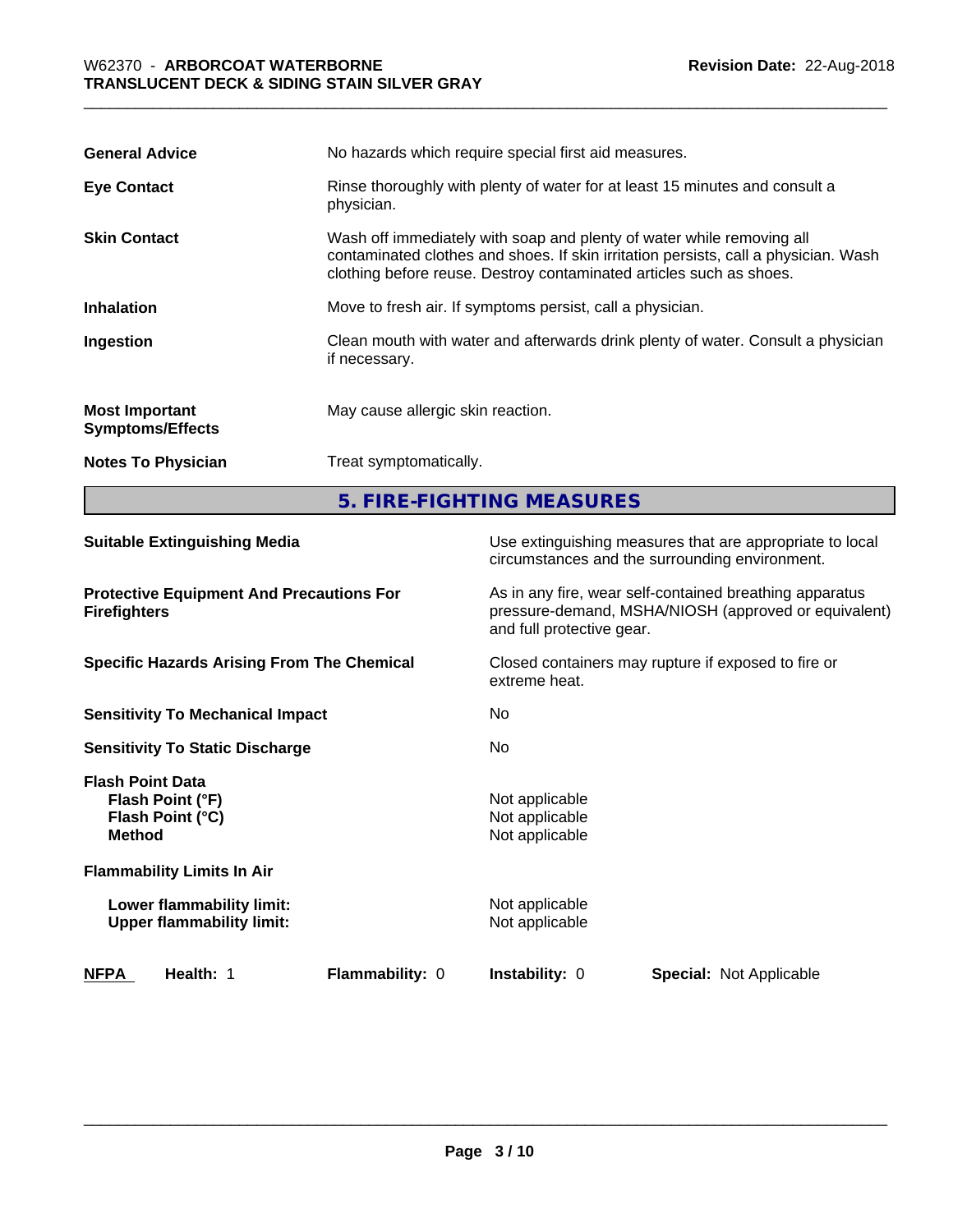| | |
|---|---|
| **General Advice** | No hazards which require special first aid measures. |
| **Eye Contact** | Rinse thoroughly with plenty of water for at least 15 minutes and consult a physician. |
| **Skin Contact** | Wash off immediately with soap and plenty of water while removing all contaminated clothes and shoes. If skin irritation persists, call a physician. Wash clothing before reuse. Destroy contaminated articles such as shoes. |
| **Inhalation** | Move to fresh air. If symptoms persist, call a physician. |
| **Ingestion** | Clean mouth with water and afterwards drink plenty of water. Consult a physician if necessary. |
| **Most Important Symptoms/Effects** | May cause allergic skin reaction. |
| **Notes To Physician** | Treat symptomatically. |

## 5. FIRE-FIGHTING MEASURES

| | |
|---|---|
| **Suitable Extinguishing Media** | Use extinguishing measures that are appropriate to local circumstances and the surrounding environment. |
| **Protective Equipment And Precautions For Firefighters** | As in any fire, wear self-contained breathing apparatus pressure-demand, MSHA/NIOSH (approved or equivalent) and full protective gear. |
| **Specific Hazards Arising From The Chemical** | Closed containers may rupture if exposed to fire or extreme heat. |
| **Sensitivity To Mechanical Impact** | No |
| **Sensitivity To Static Discharge** | No |
| **Flash Point Data** | |
| **Flash Point (°F)** | Not applicable |
| **Flash Point (°C)** | Not applicable |
| **Method** | Not applicable |
| **Flammability Limits In Air** | |
| **Lower flammability limit:** | Not applicable |
| **Upper flammability limit:** | Not applicable |

| NFPA | Health: 1 | Flammability: 0 | Instability: 0 | Special: Not Applicable |
|---|---|---|---|---|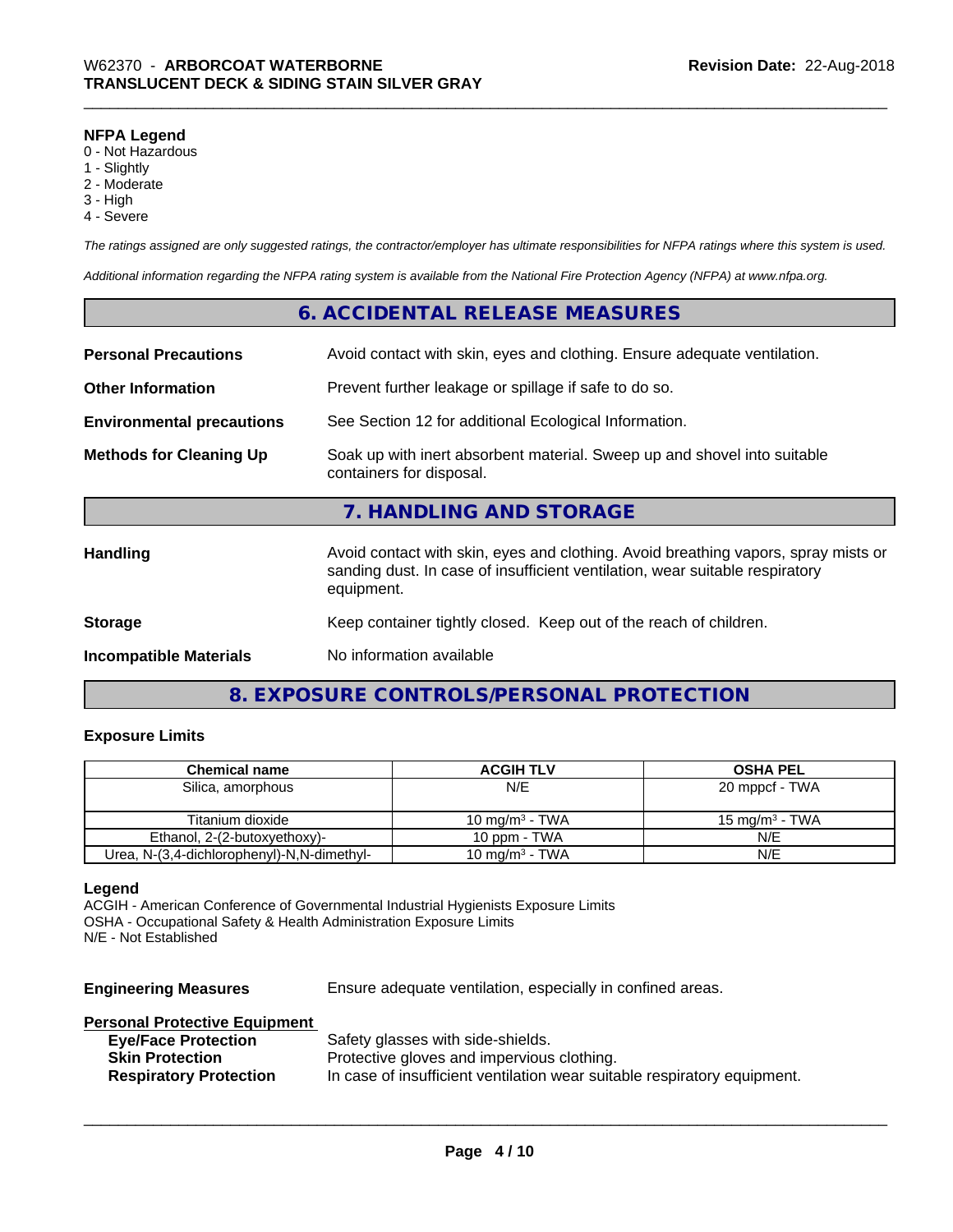**NFPA Legend**
0 - Not Hazardous
1 - Slightly
2 - Moderate
3 - High
4 - Severe

*The ratings assigned are only suggested ratings, the contractor/employer has ultimate responsibilities for NFPA ratings where this system is used.*

*Additional information regarding the NFPA rating system is available from the National Fire Protection Agency (NFPA) at www.nfpa.org.*

## 6. ACCIDENTAL RELEASE MEASURES

**Personal Precautions** Avoid contact with skin, eyes and clothing. Ensure adequate ventilation.

**Other Information** Prevent further leakage or spillage if safe to do so.

**Environmental precautions** See Section 12 for additional Ecological Information.

**Methods for Cleaning Up** Soak up with inert absorbent material. Sweep up and shovel into suitable containers for disposal.

## 7. HANDLING AND STORAGE

**Handling** Avoid contact with skin, eyes and clothing. Avoid breathing vapors, spray mists or sanding dust. In case of insufficient ventilation, wear suitable respiratory equipment.

**Storage** Keep container tightly closed. Keep out of the reach of children.

**Incompatible Materials** No information available

## 8. EXPOSURE CONTROLS/PERSONAL PROTECTION

### Exposure Limits

| Chemical name | ACGIH TLV | OSHA PEL |
|---|---|---|
| Silica, amorphous | N/E | 20 mppcf - TWA |
| Titanium dioxide | 10 mg/m³ - TWA | 15 mg/m³ - TWA |
| Ethanol, 2-(2-butoxyethoxy)- | 10 ppm - TWA | N/E |
| Urea, N-(3,4-dichlorophenyl)-N,N-dimethyl- | 10 mg/m³ - TWA | N/E |

**Legend**
ACGIH - American Conference of Governmental Industrial Hygienists Exposure Limits
OSHA - Occupational Safety & Health Administration Exposure Limits
N/E - Not Established

**Engineering Measures** Ensure adequate ventilation, especially in confined areas.

**Personal Protective Equipment**
- **Eye/Face Protection** Safety glasses with side-shields.
- **Skin Protection** Protective gloves and impervious clothing.
- **Respiratory Protection** In case of insufficient ventilation wear suitable respiratory equipment.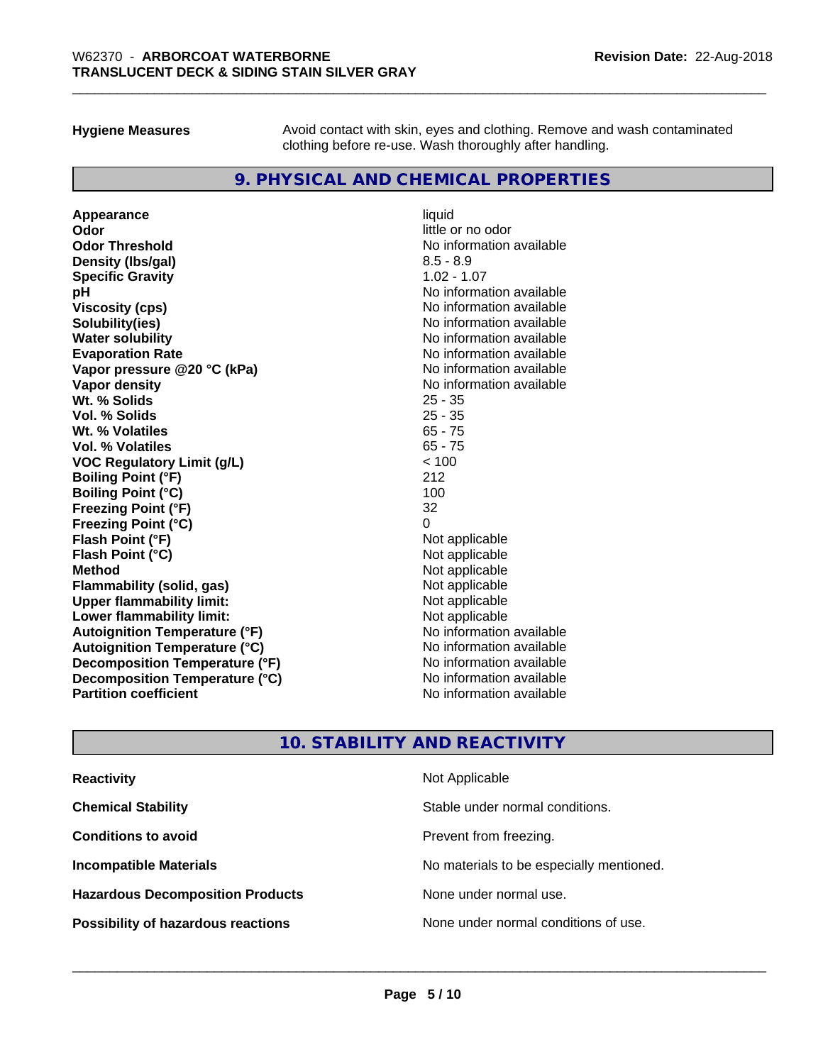**Hygiene Measures** Avoid contact with skin, eyes and clothing. Remove and wash contaminated clothing before re-use. Wash thoroughly after handling.

## 9. PHYSICAL AND CHEMICAL PROPERTIES

| Property | Value |
|---|---|
| **Appearance** | liquid |
| **Odor** | little or no odor |
| **Odor Threshold** | No information available |
| **Density (lbs/gal)** | 8.5 - 8.9 |
| **Specific Gravity** | 1.02 - 1.07 |
| **pH** | No information available |
| **Viscosity (cps)** | No information available |
| **Solubility(ies)** | No information available |
| **Water solubility** | No information available |
| **Evaporation Rate** | No information available |
| **Vapor pressure @20 °C (kPa)** | No information available |
| **Vapor density** | No information available |
| **Wt. % Solids** | 25 - 35 |
| **Vol. % Solids** | 25 - 35 |
| **Wt. % Volatiles** | 65 - 75 |
| **Vol. % Volatiles** | 65 - 75 |
| **VOC Regulatory Limit (g/L)** | < 100 |
| **Boiling Point (°F)** | 212 |
| **Boiling Point (°C)** | 100 |
| **Freezing Point (°F)** | 32 |
| **Freezing Point (°C)** | 0 |
| **Flash Point (°F)** | Not applicable |
| **Flash Point (°C)** | Not applicable |
| **Method** | Not applicable |
| **Flammability (solid, gas)** | Not applicable |
| **Upper flammability limit:** | Not applicable |
| **Lower flammability limit:** | Not applicable |
| **Autoignition Temperature (°F)** | No information available |
| **Autoignition Temperature (°C)** | No information available |
| **Decomposition Temperature (°F)** | No information available |
| **Decomposition Temperature (°C)** | No information available |
| **Partition coefficient** | No information available |

## 10. STABILITY AND REACTIVITY

| Property | Value |
|---|---|
| **Reactivity** | Not Applicable |
| **Chemical Stability** | Stable under normal conditions. |
| **Conditions to avoid** | Prevent from freezing. |
| **Incompatible Materials** | No materials to be especially mentioned. |
| **Hazardous Decomposition Products** | None under normal use. |
| **Possibility of hazardous reactions** | None under normal conditions of use. |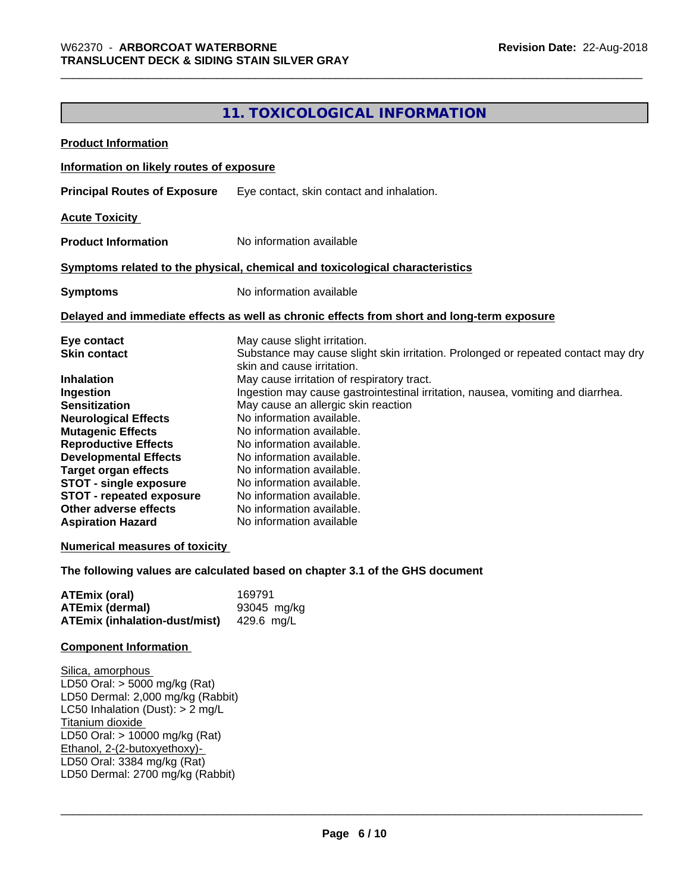## 11. TOXICOLOGICAL INFORMATION

**Product Information**

**Information on likely routes of exposure**

**Principal Routes of Exposure** Eye contact, skin contact and inhalation.

**Acute Toxicity**

**Product Information** No information available

**Symptoms related to the physical, chemical and toxicological characteristics**

**Symptoms** No information available

**Delayed and immediate effects as well as chronic effects from short and long-term exposure**

| | |
|---|---|
| **Eye contact** | May cause slight irritation. |
| **Skin contact** | Substance may cause slight skin irritation. Prolonged or repeated contact may dry skin and cause irritation. |
| **Inhalation** | May cause irritation of respiratory tract. |
| **Ingestion** | Ingestion may cause gastrointestinal irritation, nausea, vomiting and diarrhea. |
| **Sensitization** | May cause an allergic skin reaction |
| **Neurological Effects** | No information available. |
| **Mutagenic Effects** | No information available. |
| **Reproductive Effects** | No information available. |
| **Developmental Effects** | No information available. |
| **Target organ effects** | No information available. |
| **STOT - single exposure** | No information available. |
| **STOT - repeated exposure** | No information available. |
| **Other adverse effects** | No information available. |
| **Aspiration Hazard** | No information available |

**Numerical measures of toxicity**

**The following values are calculated based on chapter 3.1 of the GHS document**

| | |
|---|---|
| **ATEmix (oral)** | 169791 |
| **ATEmix (dermal)** | 93045 mg/kg |
| **ATEmix (inhalation-dust/mist)** | 429.6 mg/L |

**Component Information**

Silica, amorphous
LD50 Oral: > 5000 mg/kg (Rat)
LD50 Dermal: 2,000 mg/kg (Rabbit)
LC50 Inhalation (Dust): > 2 mg/L
Titanium dioxide
LD50 Oral: > 10000 mg/kg (Rat)
Ethanol, 2-(2-butoxyethoxy)-
LD50 Oral: 3384 mg/kg (Rat)
LD50 Dermal: 2700 mg/kg (Rabbit)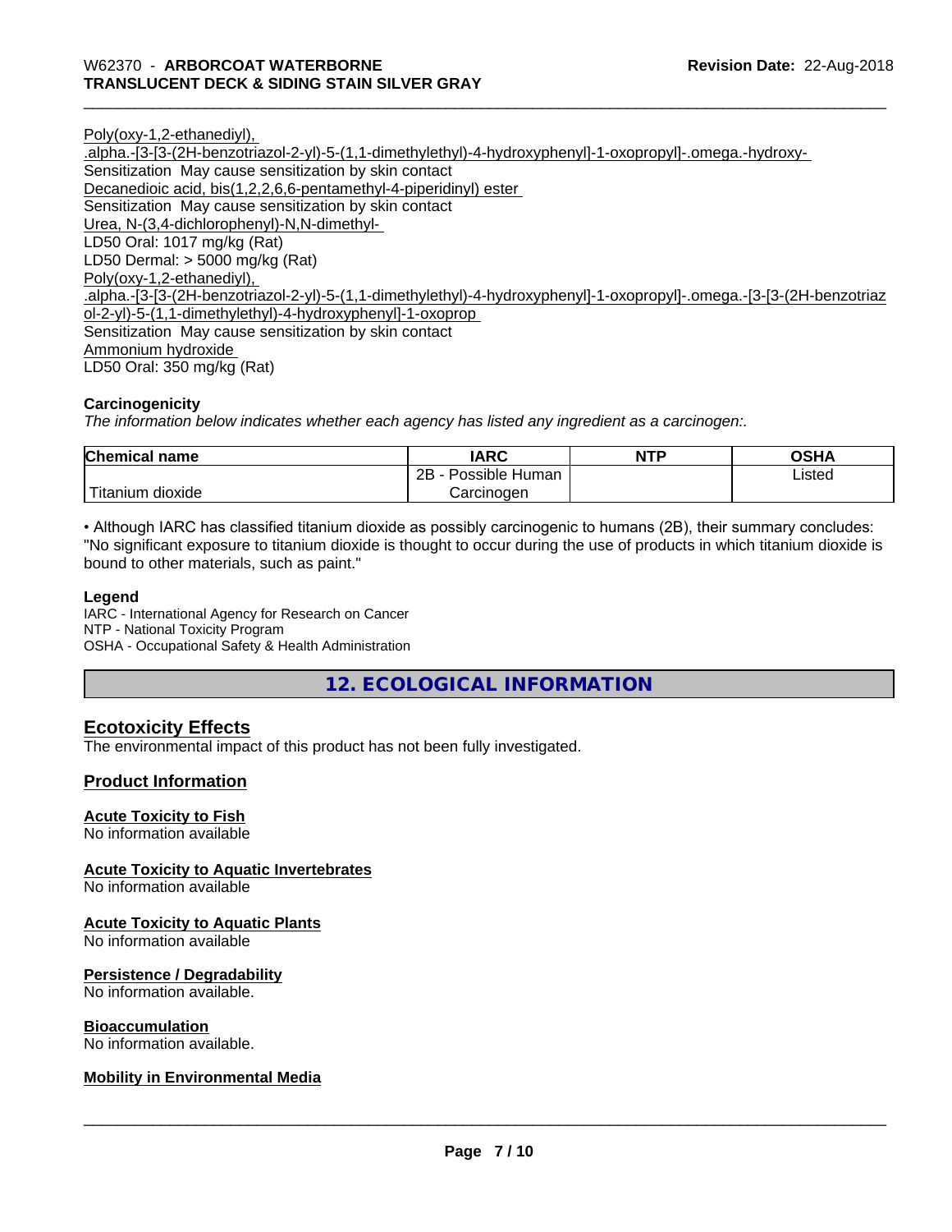Poly(oxy-1,2-ethanediyl), .alpha.-[3-[3-(2H-benzotriazol-2-yl)-5-(1,1-dimethylethyl)-4-hydroxyphenyl]-1-oxopropyl]-.omega.-hydroxy-
Sensitization May cause sensitization by skin contact
Decanedioic acid, bis(1,2,2,6,6-pentamethyl-4-piperidinyl) ester
Sensitization May cause sensitization by skin contact
Urea, N-(3,4-dichlorophenyl)-N,N-dimethyl-
LD50 Oral: 1017 mg/kg (Rat)
LD50 Dermal: > 5000 mg/kg (Rat)
Poly(oxy-1,2-ethanediyl), .alpha.-[3-[3-(2H-benzotriazol-2-yl)-5-(1,1-dimethylethyl)-4-hydroxyphenyl]-1-oxopropyl]-.omega.-[3-[3-(2H-benzotriazol-2-yl)-5-(1,1-dimethylethyl)-4-hydroxyphenyl]-1-oxoprop
Sensitization May cause sensitization by skin contact
Ammonium hydroxide
LD50 Oral: 350 mg/kg (Rat)

**Carcinogenicity**

*The information below indicates whether each agency has listed any ingredient as a carcinogen:.*

| Chemical name | IARC | NTP | OSHA |
|---|---|---|---|
| Titanium dioxide | 2B - Possible Human Carcinogen | | Listed |

• Although IARC has classified titanium dioxide as possibly carcinogenic to humans (2B), their summary concludes: "No significant exposure to titanium dioxide is thought to occur during the use of products in which titanium dioxide is bound to other materials, such as paint."

**Legend**

IARC - International Agency for Research on Cancer
NTP - National Toxicity Program
OSHA - Occupational Safety & Health Administration

## 12. ECOLOGICAL INFORMATION

### Ecotoxicity Effects

The environmental impact of this product has not been fully investigated.

### Product Information

**Acute Toxicity to Fish**
No information available

**Acute Toxicity to Aquatic Invertebrates**
No information available

**Acute Toxicity to Aquatic Plants**
No information available

**Persistence / Degradability**
No information available.

**Bioaccumulation**
No information available.

**Mobility in Environmental Media**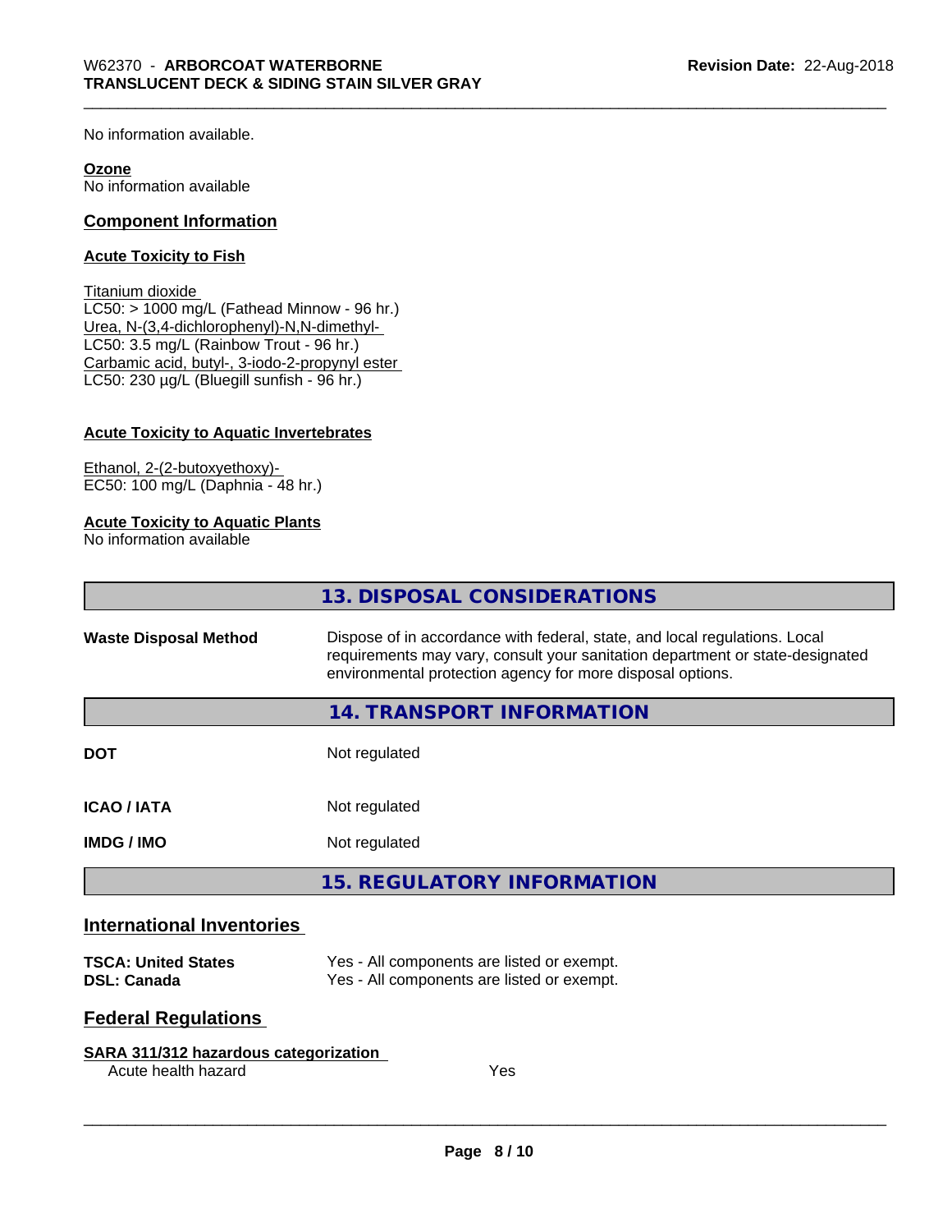No information available.

**Ozone**
No information available

## Component Information

### Acute Toxicity to Fish

Titanium dioxide
LC50: > 1000 mg/L (Fathead Minnow - 96 hr.)
Urea, N-(3,4-dichlorophenyl)-N,N-dimethyl-
LC50: 3.5 mg/L (Rainbow Trout - 96 hr.)
Carbamic acid, butyl-, 3-iodo-2-propynyl ester
LC50: 230 µg/L (Bluegill sunfish - 96 hr.)

### Acute Toxicity to Aquatic Invertebrates

Ethanol, 2-(2-butoxyethoxy)-
EC50: 100 mg/L (Daphnia - 48 hr.)

### Acute Toxicity to Aquatic Plants

No information available

# 13. DISPOSAL CONSIDERATIONS

**Waste Disposal Method** Dispose of in accordance with federal, state, and local regulations. Local requirements may vary, consult your sanitation department or state-designated environmental protection agency for more disposal options.

# 14. TRANSPORT INFORMATION

| | |
|---|---|
| **DOT** | Not regulated |
| **ICAO / IATA** | Not regulated |
| **IMDG / IMO** | Not regulated |

# 15. REGULATORY INFORMATION

## International Inventories

| | |
|---|---|
| **TSCA: United States** | Yes - All components are listed or exempt. |
| **DSL: Canada** | Yes - All components are listed or exempt. |

## Federal Regulations

### SARA 311/312 hazardous categorization

| | |
|---|---|
| Acute health hazard | Yes |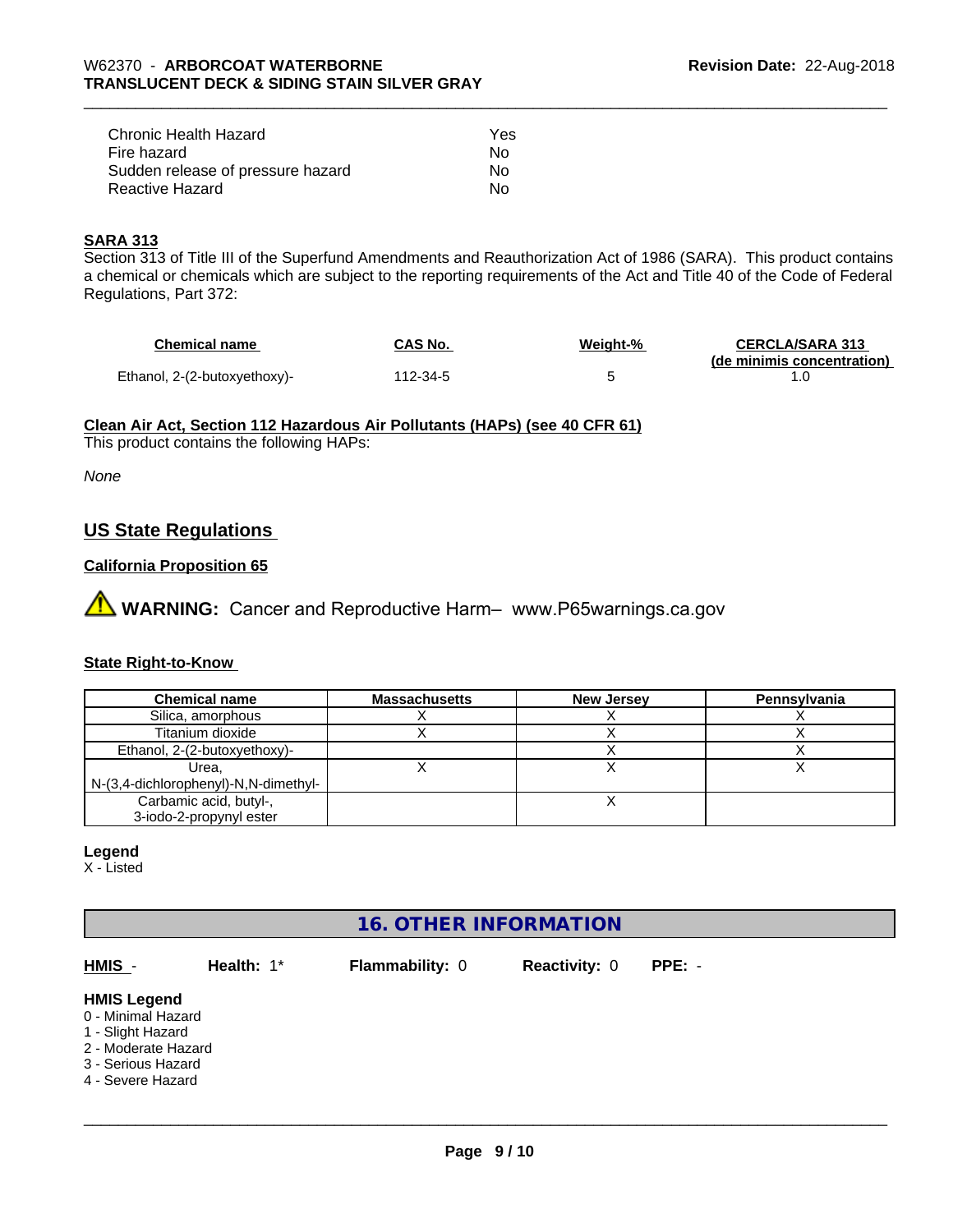| | |
|---|---|
| Chronic Health Hazard | Yes |
| Fire hazard | No |
| Sudden release of pressure hazard | No |
| Reactive Hazard | No |

**SARA 313**

Section 313 of Title III of the Superfund Amendments and Reauthorization Act of 1986 (SARA). This product contains a chemical or chemicals which are subject to the reporting requirements of the Act and Title 40 of the Code of Federal Regulations, Part 372:

| Chemical name | CAS No. | Weight-% | CERCLA/SARA 313 (de minimis concentration) |
|---|---|---|---|
| Ethanol, 2-(2-butoxyethoxy)- | 112-34-5 | 5 | 1.0 |

**Clean Air Act, Section 112 Hazardous Air Pollutants (HAPs) (see 40 CFR 61)**

This product contains the following HAPs:

*None*

## US State Regulations

**California Proposition 65**

⚠ **WARNING:** Cancer and Reproductive Harm– www.P65warnings.ca.gov

**State Right-to-Know**

| Chemical name | Massachusetts | New Jersey | Pennsylvania |
|---|---|---|---|
| Silica, amorphous | X | X | X |
| Titanium dioxide | X | X | X |
| Ethanol, 2-(2-butoxyethoxy)- | | X | X |
| Urea, N-(3,4-dichlorophenyl)-N,N-dimethyl- | X | X | X |
| Carbamic acid, butyl-, 3-iodo-2-propynyl ester | | X | |

**Legend**

X - Listed

## 16. OTHER INFORMATION

**HMIS** - **Health:** 1* **Flammability:** 0 **Reactivity:** 0 **PPE:** -

**HMIS Legend**

0 - Minimal Hazard
1 - Slight Hazard
2 - Moderate Hazard
3 - Serious Hazard
4 - Severe Hazard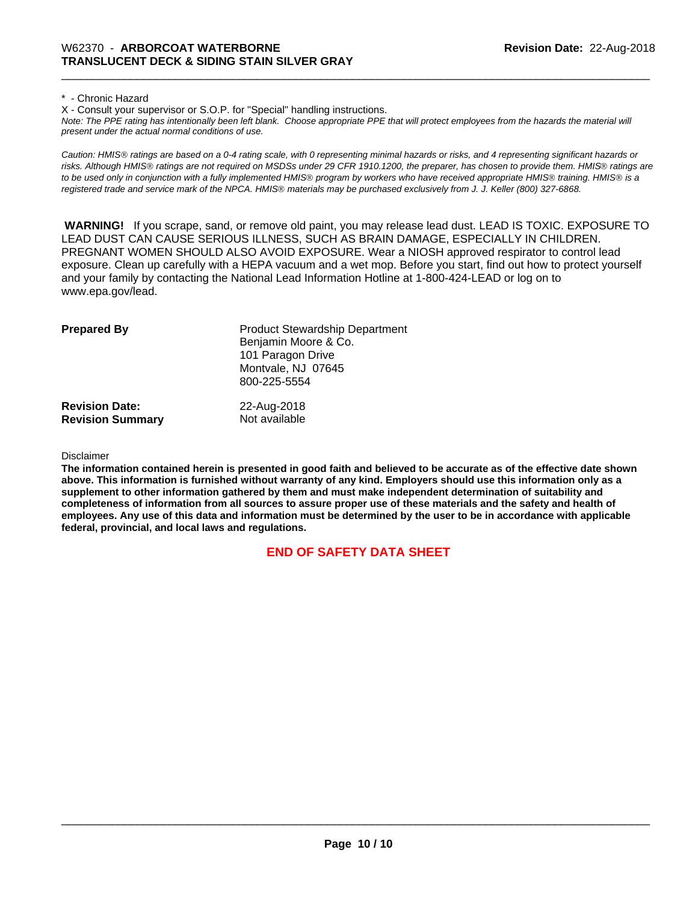\* - Chronic Hazard

X - Consult your supervisor or S.O.P. for "Special" handling instructions.

*Note: The PPE rating has intentionally been left blank. Choose appropriate PPE that will protect employees from the hazards the material will present under the actual normal conditions of use.*

*Caution: HMIS® ratings are based on a 0-4 rating scale, with 0 representing minimal hazards or risks, and 4 representing significant hazards or risks. Although HMIS® ratings are not required on MSDSs under 29 CFR 1910.1200, the preparer, has chosen to provide them. HMIS® ratings are to be used only in conjunction with a fully implemented HMIS® program by workers who have received appropriate HMIS® training. HMIS® is a registered trade and service mark of the NPCA. HMIS® materials may be purchased exclusively from J. J. Keller (800) 327-6868.*

**WARNING!** If you scrape, sand, or remove old paint, you may release lead dust. LEAD IS TOXIC. EXPOSURE TO LEAD DUST CAN CAUSE SERIOUS ILLNESS, SUCH AS BRAIN DAMAGE, ESPECIALLY IN CHILDREN. PREGNANT WOMEN SHOULD ALSO AVOID EXPOSURE. Wear a NIOSH approved respirator to control lead exposure. Clean up carefully with a HEPA vacuum and a wet mop. Before you start, find out how to protect yourself and your family by contacting the National Lead Information Hotline at 1-800-424-LEAD or log on to www.epa.gov/lead.

**Prepared By**

Product Stewardship Department
Benjamin Moore & Co.
101 Paragon Drive
Montvale, NJ 07645
800-225-5554

**Revision Date:** 22-Aug-2018

**Revision Summary** Not available

Disclaimer

**The information contained herein is presented in good faith and believed to be accurate as of the effective date shown above. This information is furnished without warranty of any kind. Employers should use this information only as a supplement to other information gathered by them and must make independent determination of suitability and completeness of information from all sources to assure proper use of these materials and the safety and health of employees. Any use of this data and information must be determined by the user to be in accordance with applicable federal, provincial, and local laws and regulations.**

**END OF SAFETY DATA SHEET**